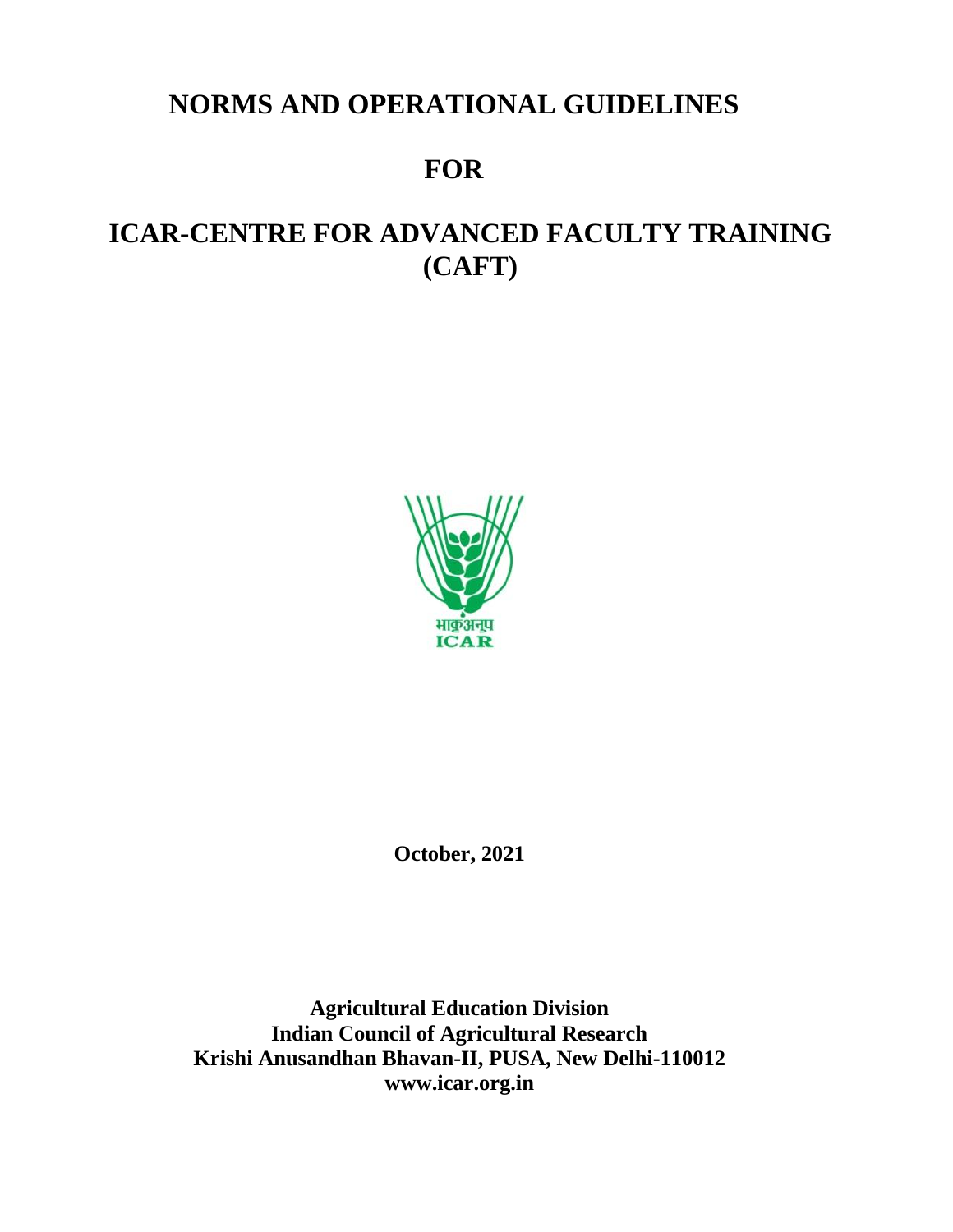# NORMS AND OPERATIONAL GUIDELINES

# FOR

# ICAR-CENTRE FOR ADVANCED FACULTY TRAINING (CAFT)

**October, 2021**

**Agricultural Education Division**
**Indian Council of Agricultural Research**
**Krishi Anusandhan Bhavan-II, PUSA, New Delhi-110012**
**www.icar.org.in**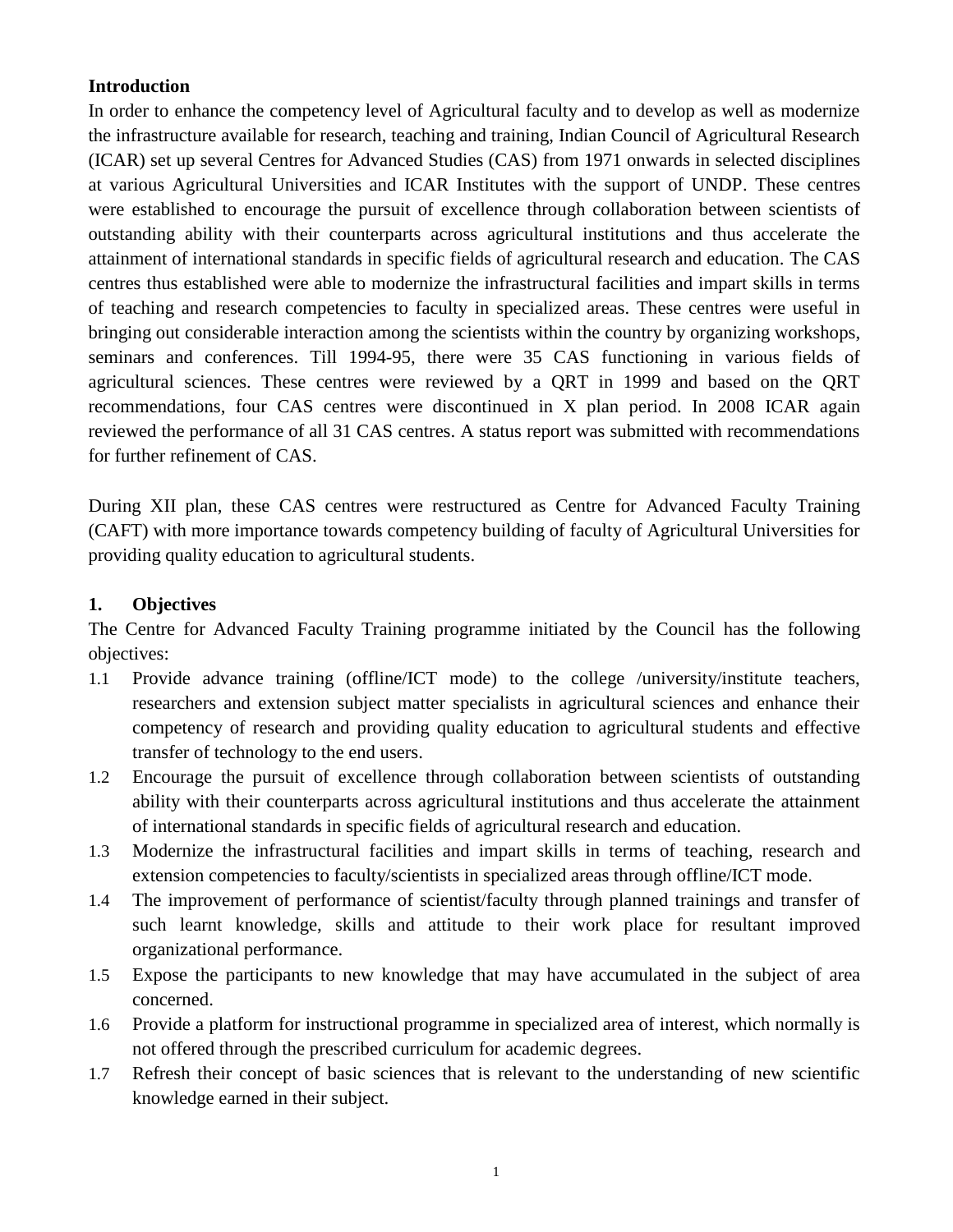## Introduction

In order to enhance the competency level of Agricultural faculty and to develop as well as modernize the infrastructure available for research, teaching and training, Indian Council of Agricultural Research (ICAR) set up several Centres for Advanced Studies (CAS) from 1971 onwards in selected disciplines at various Agricultural Universities and ICAR Institutes with the support of UNDP. These centres were established to encourage the pursuit of excellence through collaboration between scientists of outstanding ability with their counterparts across agricultural institutions and thus accelerate the attainment of international standards in specific fields of agricultural research and education. The CAS centres thus established were able to modernize the infrastructural facilities and impart skills in terms of teaching and research competencies to faculty in specialized areas. These centres were useful in bringing out considerable interaction among the scientists within the country by organizing workshops, seminars and conferences. Till 1994-95, there were 35 CAS functioning in various fields of agricultural sciences. These centres were reviewed by a QRT in 1999 and based on the QRT recommendations, four CAS centres were discontinued in X plan period. In 2008 ICAR again reviewed the performance of all 31 CAS centres. A status report was submitted with recommendations for further refinement of CAS.

During XII plan, these CAS centres were restructured as Centre for Advanced Faculty Training (CAFT) with more importance towards competency building of faculty of Agricultural Universities for providing quality education to agricultural students.

## 1. Objectives

The Centre for Advanced Faculty Training programme initiated by the Council has the following objectives:

1.1 Provide advance training (offline/ICT mode) to the college /university/institute teachers, researchers and extension subject matter specialists in agricultural sciences and enhance their competency of research and providing quality education to agricultural students and effective transfer of technology to the end users.

1.2 Encourage the pursuit of excellence through collaboration between scientists of outstanding ability with their counterparts across agricultural institutions and thus accelerate the attainment of international standards in specific fields of agricultural research and education.

1.3 Modernize the infrastructural facilities and impart skills in terms of teaching, research and extension competencies to faculty/scientists in specialized areas through offline/ICT mode.

1.4 The improvement of performance of scientist/faculty through planned trainings and transfer of such learnt knowledge, skills and attitude to their work place for resultant improved organizational performance.

1.5 Expose the participants to new knowledge that may have accumulated in the subject of area concerned.

1.6 Provide a platform for instructional programme in specialized area of interest, which normally is not offered through the prescribed curriculum for academic degrees.

1.7 Refresh their concept of basic sciences that is relevant to the understanding of new scientific knowledge earned in their subject.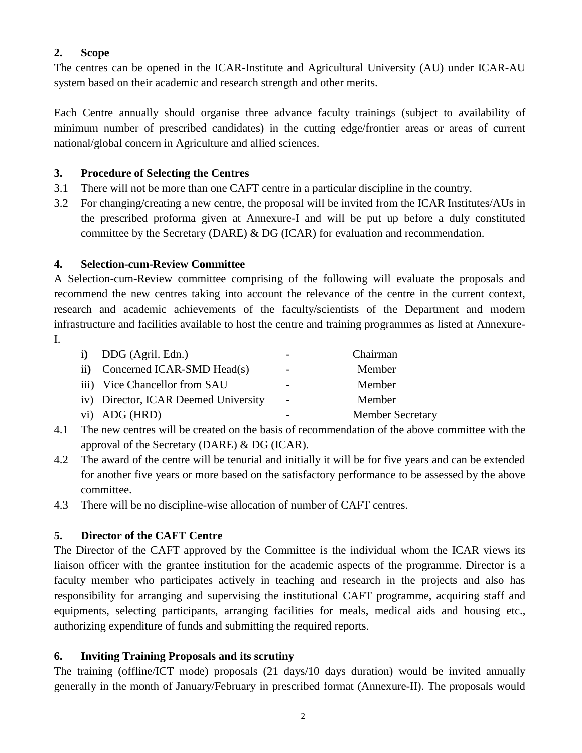## 2. Scope

The centres can be opened in the ICAR-Institute and Agricultural University (AU) under ICAR-AU system based on their academic and research strength and other merits.

Each Centre annually should organise three advance faculty trainings (subject to availability of minimum number of prescribed candidates) in the cutting edge/frontier areas or areas of current national/global concern in Agriculture and allied sciences.

## 3. Procedure of Selecting the Centres

3.1 There will not be more than one CAFT centre in a particular discipline in the country.

3.2 For changing/creating a new centre, the proposal will be invited from the ICAR Institutes/AUs in the prescribed proforma given at Annexure-I and will be put up before a duly constituted committee by the Secretary (DARE) & DG (ICAR) for evaluation and recommendation.

## 4. Selection-cum-Review Committee

A Selection-cum-Review committee comprising of the following will evaluate the proposals and recommend the new centres taking into account the relevance of the centre in the current context, research and academic achievements of the faculty/scientists of the Department and modern infrastructure and facilities available to host the centre and training programmes as listed at Annexure-I.

| | | | |
|---|---|---|---|
| i) | DDG (Agril. Edn.) | - | Chairman |
| ii) | Concerned ICAR-SMD Head(s) | - | Member |
| iii) | Vice Chancellor from SAU | - | Member |
| iv) | Director, ICAR Deemed University | - | Member |
| vi) | ADG (HRD) | - | Member Secretary |

4.1 The new centres will be created on the basis of recommendation of the above committee with the approval of the Secretary (DARE) & DG (ICAR).

4.2 The award of the centre will be tenurial and initially it will be for five years and can be extended for another five years or more based on the satisfactory performance to be assessed by the above committee.

4.3 There will be no discipline-wise allocation of number of CAFT centres.

## 5. Director of the CAFT Centre

The Director of the CAFT approved by the Committee is the individual whom the ICAR views its liaison officer with the grantee institution for the academic aspects of the programme. Director is a faculty member who participates actively in teaching and research in the projects and also has responsibility for arranging and supervising the institutional CAFT programme, acquiring staff and equipments, selecting participants, arranging facilities for meals, medical aids and housing etc., authorizing expenditure of funds and submitting the required reports.

## 6. Inviting Training Proposals and its scrutiny

The training (offline/ICT mode) proposals (21 days/10 days duration) would be invited annually generally in the month of January/February in prescribed format (Annexure-II). The proposals would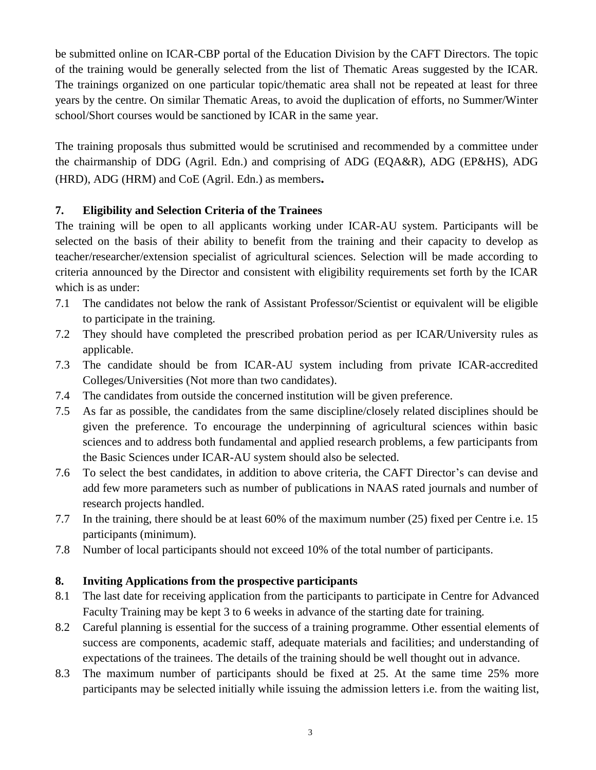be submitted online on ICAR-CBP portal of the Education Division by the CAFT Directors. The topic of the training would be generally selected from the list of Thematic Areas suggested by the ICAR. The trainings organized on one particular topic/thematic area shall not be repeated at least for three years by the centre. On similar Thematic Areas, to avoid the duplication of efforts, no Summer/Winter school/Short courses would be sanctioned by ICAR in the same year.

The training proposals thus submitted would be scrutinised and recommended by a committee under the chairmanship of DDG (Agril. Edn.) and comprising of ADG (EQA&R), ADG (EP&HS), ADG (HRD), ADG (HRM) and CoE (Agril. Edn.) as members**.**

## 7. Eligibility and Selection Criteria of the Trainees

The training will be open to all applicants working under ICAR-AU system. Participants will be selected on the basis of their ability to benefit from the training and their capacity to develop as teacher/researcher/extension specialist of agricultural sciences. Selection will be made according to criteria announced by the Director and consistent with eligibility requirements set forth by the ICAR which is as under:

- 7.1 The candidates not below the rank of Assistant Professor/Scientist or equivalent will be eligible to participate in the training.
- 7.2 They should have completed the prescribed probation period as per ICAR/University rules as applicable.
- 7.3 The candidate should be from ICAR-AU system including from private ICAR-accredited Colleges/Universities (Not more than two candidates).
- 7.4 The candidates from outside the concerned institution will be given preference.
- 7.5 As far as possible, the candidates from the same discipline/closely related disciplines should be given the preference. To encourage the underpinning of agricultural sciences within basic sciences and to address both fundamental and applied research problems, a few participants from the Basic Sciences under ICAR-AU system should also be selected.
- 7.6 To select the best candidates, in addition to above criteria, the CAFT Director's can devise and add few more parameters such as number of publications in NAAS rated journals and number of research projects handled.
- 7.7 In the training, there should be at least 60% of the maximum number (25) fixed per Centre i.e. 15 participants (minimum).
- 7.8 Number of local participants should not exceed 10% of the total number of participants.

## 8. Inviting Applications from the prospective participants

- 8.1 The last date for receiving application from the participants to participate in Centre for Advanced Faculty Training may be kept 3 to 6 weeks in advance of the starting date for training.
- 8.2 Careful planning is essential for the success of a training programme. Other essential elements of success are components, academic staff, adequate materials and facilities; and understanding of expectations of the trainees. The details of the training should be well thought out in advance.
- 8.3 The maximum number of participants should be fixed at 25. At the same time 25% more participants may be selected initially while issuing the admission letters i.e. from the waiting list,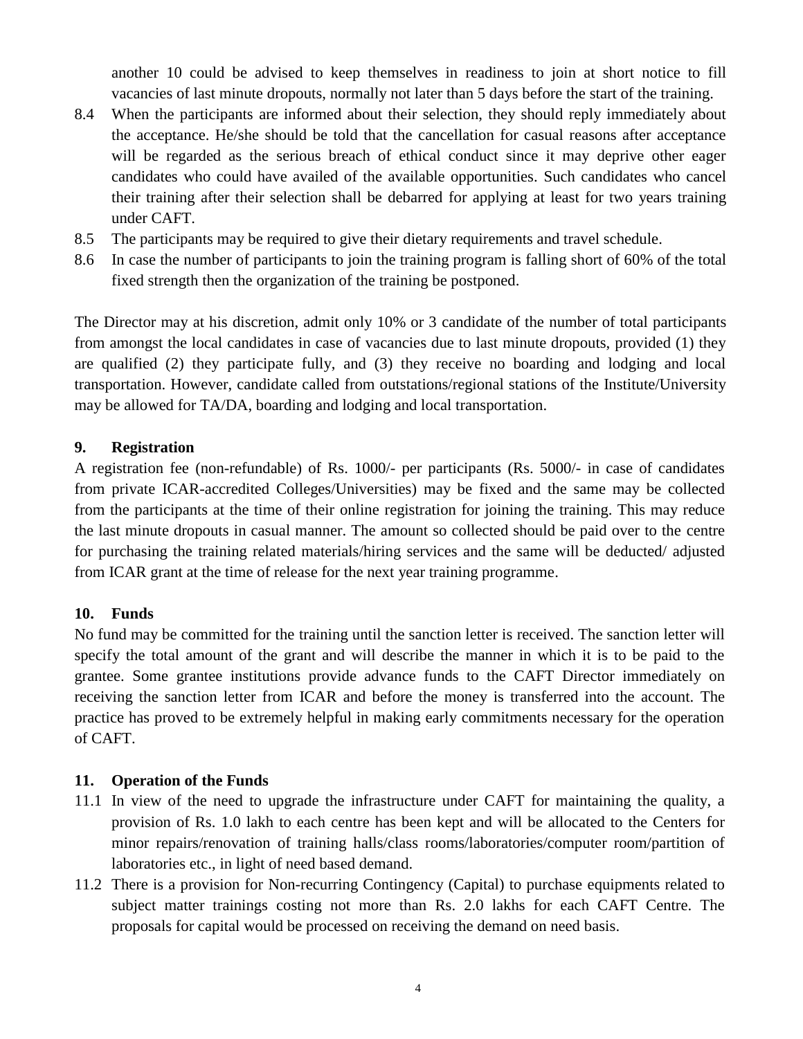another 10 could be advised to keep themselves in readiness to join at short notice to fill vacancies of last minute dropouts, normally not later than 5 days before the start of the training.

8.4 When the participants are informed about their selection, they should reply immediately about the acceptance. He/she should be told that the cancellation for casual reasons after acceptance will be regarded as the serious breach of ethical conduct since it may deprive other eager candidates who could have availed of the available opportunities. Such candidates who cancel their training after their selection shall be debarred for applying at least for two years training under CAFT.

8.5 The participants may be required to give their dietary requirements and travel schedule.

8.6 In case the number of participants to join the training program is falling short of 60% of the total fixed strength then the organization of the training be postponed.

The Director may at his discretion, admit only 10% or 3 candidate of the number of total participants from amongst the local candidates in case of vacancies due to last minute dropouts, provided (1) they are qualified (2) they participate fully, and (3) they receive no boarding and lodging and local transportation. However, candidate called from outstations/regional stations of the Institute/University may be allowed for TA/DA, boarding and lodging and local transportation.

## 9. Registration

A registration fee (non-refundable) of Rs. 1000/- per participants (Rs. 5000/- in case of candidates from private ICAR-accredited Colleges/Universities) may be fixed and the same may be collected from the participants at the time of their online registration for joining the training. This may reduce the last minute dropouts in casual manner. The amount so collected should be paid over to the centre for purchasing the training related materials/hiring services and the same will be deducted/ adjusted from ICAR grant at the time of release for the next year training programme.

## 10. Funds

No fund may be committed for the training until the sanction letter is received. The sanction letter will specify the total amount of the grant and will describe the manner in which it is to be paid to the grantee. Some grantee institutions provide advance funds to the CAFT Director immediately on receiving the sanction letter from ICAR and before the money is transferred into the account. The practice has proved to be extremely helpful in making early commitments necessary for the operation of CAFT.

## 11. Operation of the Funds

11.1 In view of the need to upgrade the infrastructure under CAFT for maintaining the quality, a provision of Rs. 1.0 lakh to each centre has been kept and will be allocated to the Centers for minor repairs/renovation of training halls/class rooms/laboratories/computer room/partition of laboratories etc., in light of need based demand.

11.2 There is a provision for Non-recurring Contingency (Capital) to purchase equipments related to subject matter trainings costing not more than Rs. 2.0 lakhs for each CAFT Centre. The proposals for capital would be processed on receiving the demand on need basis.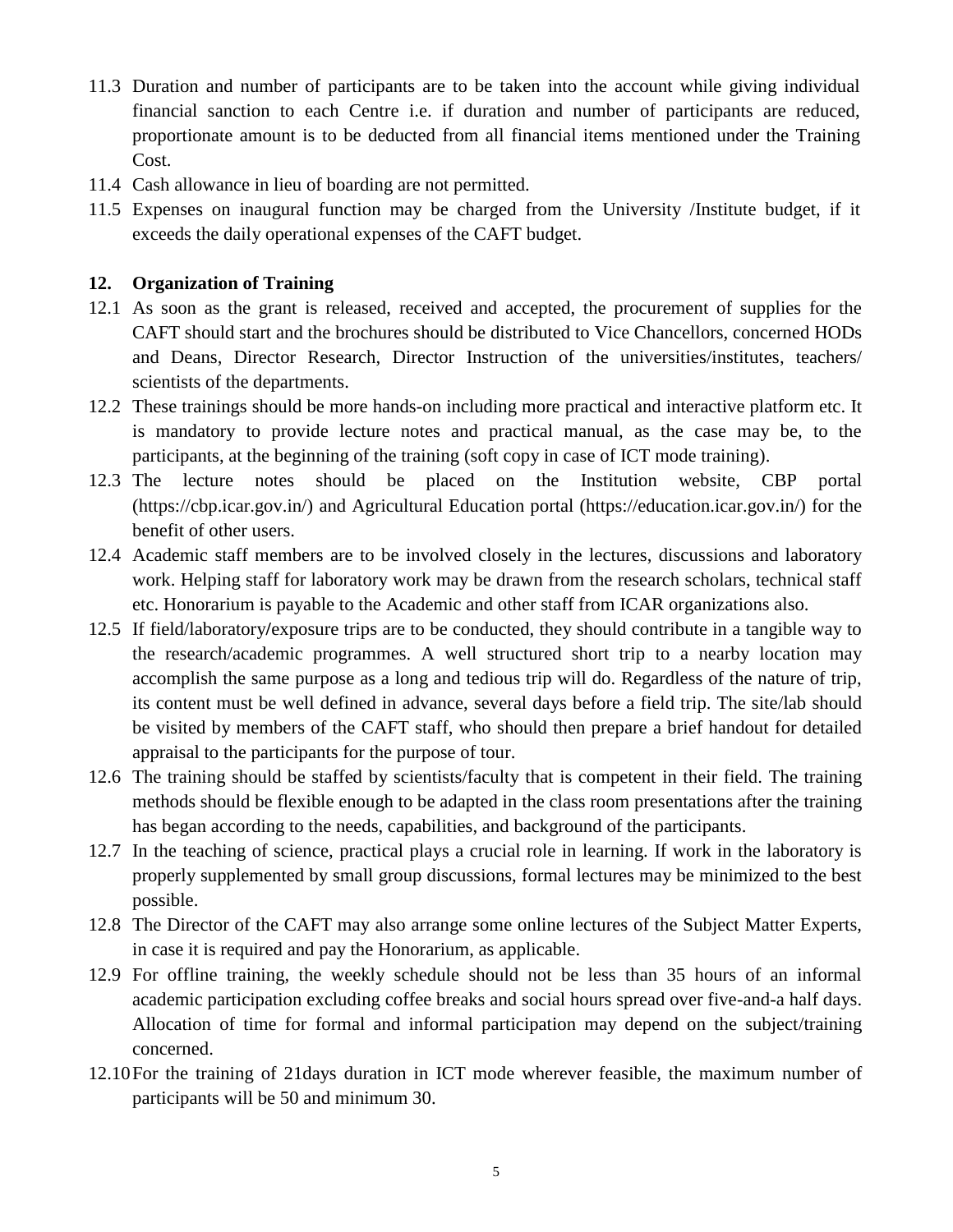11.3 Duration and number of participants are to be taken into the account while giving individual financial sanction to each Centre i.e. if duration and number of participants are reduced, proportionate amount is to be deducted from all financial items mentioned under the Training Cost.

11.4 Cash allowance in lieu of boarding are not permitted.

11.5 Expenses on inaugural function may be charged from the University /Institute budget, if it exceeds the daily operational expenses of the CAFT budget.

## 12. Organization of Training

12.1 As soon as the grant is released, received and accepted, the procurement of supplies for the CAFT should start and the brochures should be distributed to Vice Chancellors, concerned HODs and Deans, Director Research, Director Instruction of the universities/institutes, teachers/ scientists of the departments.

12.2 These trainings should be more hands-on including more practical and interactive platform etc. It is mandatory to provide lecture notes and practical manual, as the case may be, to the participants, at the beginning of the training (soft copy in case of ICT mode training).

12.3 The lecture notes should be placed on the Institution website, CBP portal (https://cbp.icar.gov.in/) and Agricultural Education portal (https://education.icar.gov.in/) for the benefit of other users.

12.4 Academic staff members are to be involved closely in the lectures, discussions and laboratory work. Helping staff for laboratory work may be drawn from the research scholars, technical staff etc. Honorarium is payable to the Academic and other staff from ICAR organizations also.

12.5 If field/laboratory/exposure trips are to be conducted, they should contribute in a tangible way to the research/academic programmes. A well structured short trip to a nearby location may accomplish the same purpose as a long and tedious trip will do. Regardless of the nature of trip, its content must be well defined in advance, several days before a field trip. The site/lab should be visited by members of the CAFT staff, who should then prepare a brief handout for detailed appraisal to the participants for the purpose of tour.

12.6 The training should be staffed by scientists/faculty that is competent in their field. The training methods should be flexible enough to be adapted in the class room presentations after the training has began according to the needs, capabilities, and background of the participants.

12.7 In the teaching of science, practical plays a crucial role in learning. If work in the laboratory is properly supplemented by small group discussions, formal lectures may be minimized to the best possible.

12.8 The Director of the CAFT may also arrange some online lectures of the Subject Matter Experts, in case it is required and pay the Honorarium, as applicable.

12.9 For offline training, the weekly schedule should not be less than 35 hours of an informal academic participation excluding coffee breaks and social hours spread over five-and-a half days. Allocation of time for formal and informal participation may depend on the subject/training concerned.

12.10 For the training of 21days duration in ICT mode wherever feasible, the maximum number of participants will be 50 and minimum 30.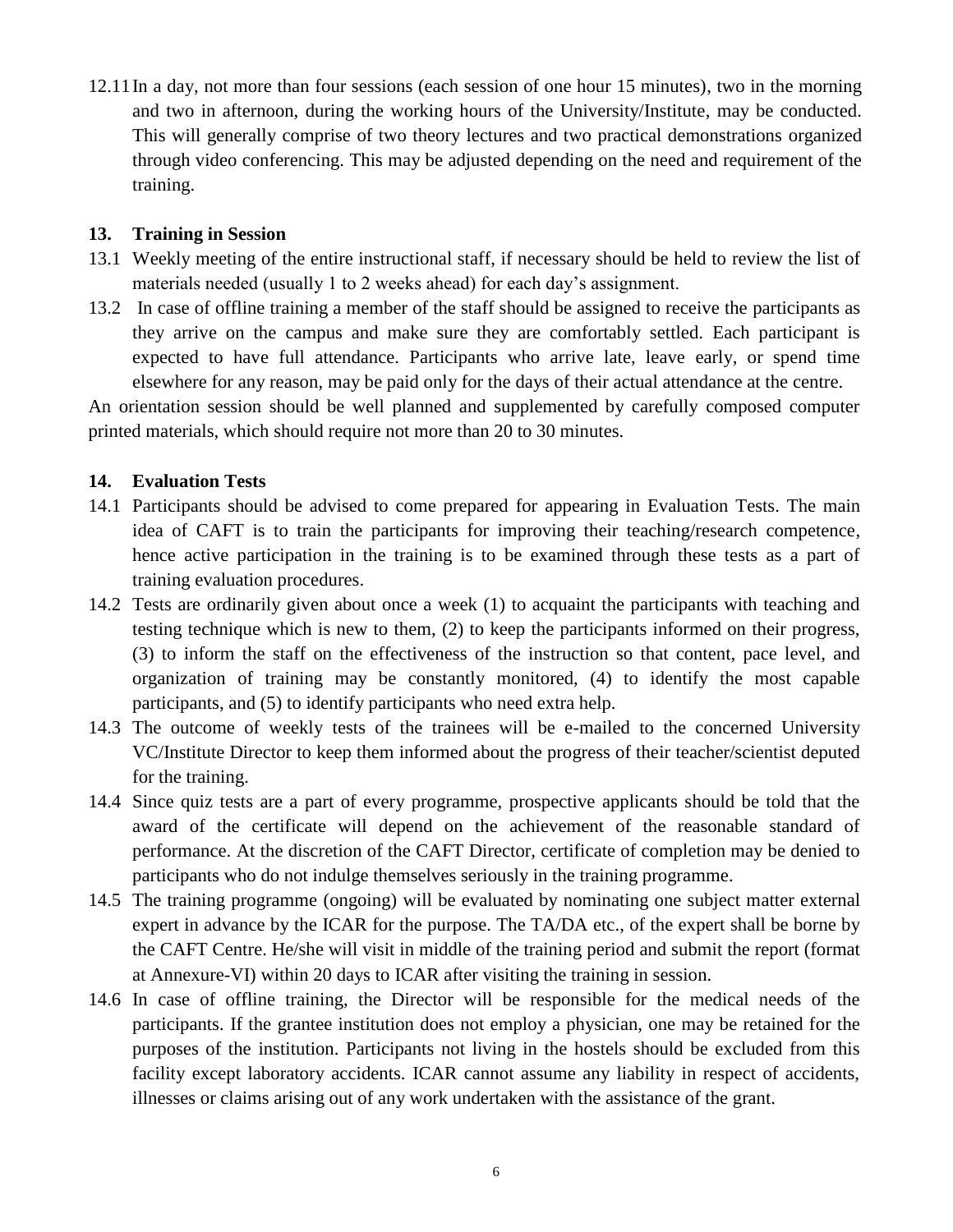12.11 In a day, not more than four sessions (each session of one hour 15 minutes), two in the morning and two in afternoon, during the working hours of the University/Institute, may be conducted. This will generally comprise of two theory lectures and two practical demonstrations organized through video conferencing. This may be adjusted depending on the need and requirement of the training.

## 13. Training in Session

13.1 Weekly meeting of the entire instructional staff, if necessary should be held to review the list of materials needed (usually 1 to 2 weeks ahead) for each day's assignment.

13.2 In case of offline training a member of the staff should be assigned to receive the participants as they arrive on the campus and make sure they are comfortably settled. Each participant is expected to have full attendance. Participants who arrive late, leave early, or spend time elsewhere for any reason, may be paid only for the days of their actual attendance at the centre.

An orientation session should be well planned and supplemented by carefully composed computer printed materials, which should require not more than 20 to 30 minutes.

## 14. Evaluation Tests

14.1 Participants should be advised to come prepared for appearing in Evaluation Tests. The main idea of CAFT is to train the participants for improving their teaching/research competence, hence active participation in the training is to be examined through these tests as a part of training evaluation procedures.

14.2 Tests are ordinarily given about once a week (1) to acquaint the participants with teaching and testing technique which is new to them, (2) to keep the participants informed on their progress, (3) to inform the staff on the effectiveness of the instruction so that content, pace level, and organization of training may be constantly monitored, (4) to identify the most capable participants, and (5) to identify participants who need extra help.

14.3 The outcome of weekly tests of the trainees will be e-mailed to the concerned University VC/Institute Director to keep them informed about the progress of their teacher/scientist deputed for the training.

14.4 Since quiz tests are a part of every programme, prospective applicants should be told that the award of the certificate will depend on the achievement of the reasonable standard of performance. At the discretion of the CAFT Director, certificate of completion may be denied to participants who do not indulge themselves seriously in the training programme.

14.5 The training programme (ongoing) will be evaluated by nominating one subject matter external expert in advance by the ICAR for the purpose. The TA/DA etc., of the expert shall be borne by the CAFT Centre. He/she will visit in middle of the training period and submit the report (format at Annexure-VI) within 20 days to ICAR after visiting the training in session.

14.6 In case of offline training, the Director will be responsible for the medical needs of the participants. If the grantee institution does not employ a physician, one may be retained for the purposes of the institution. Participants not living in the hostels should be excluded from this facility except laboratory accidents. ICAR cannot assume any liability in respect of accidents, illnesses or claims arising out of any work undertaken with the assistance of the grant.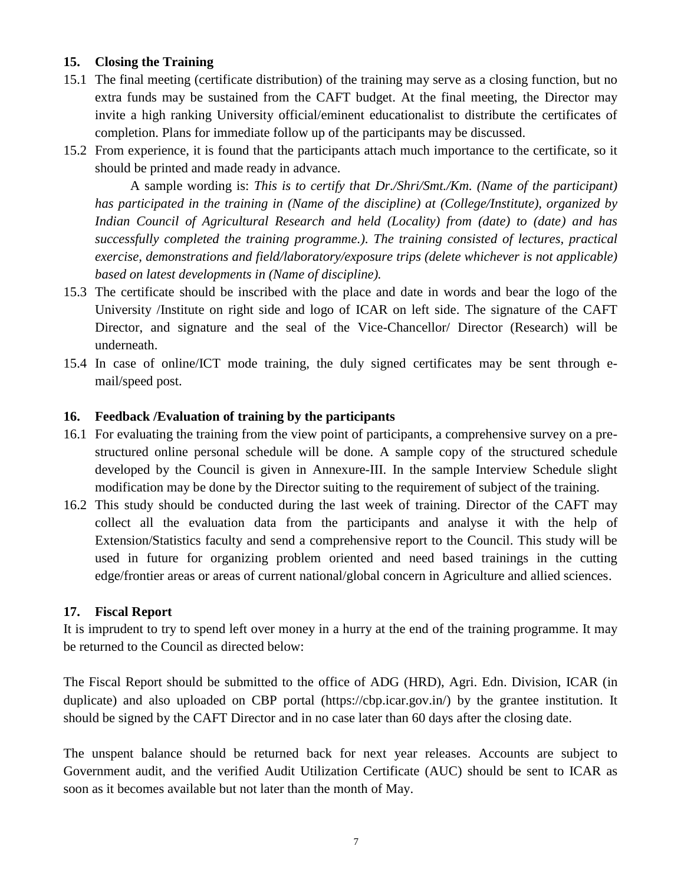## 15. Closing the Training

15.1 The final meeting (certificate distribution) of the training may serve as a closing function, but no extra funds may be sustained from the CAFT budget. At the final meeting, the Director may invite a high ranking University official/eminent educationalist to distribute the certificates of completion. Plans for immediate follow up of the participants may be discussed.

15.2 From experience, it is found that the participants attach much importance to the certificate, so it should be printed and made ready in advance.

A sample wording is: *This is to certify that Dr./Shri/Smt./Km. (Name of the participant) has participated in the training in (Name of the discipline) at (College/Institute), organized by Indian Council of Agricultural Research and held (Locality) from (date) to (date) and has successfully completed the training programme.). The training consisted of lectures, practical exercise, demonstrations and field/laboratory/exposure trips (delete whichever is not applicable) based on latest developments in (Name of discipline).*

15.3 The certificate should be inscribed with the place and date in words and bear the logo of the University /Institute on right side and logo of ICAR on left side. The signature of the CAFT Director, and signature and the seal of the Vice-Chancellor/ Director (Research) will be underneath.

15.4 In case of online/ICT mode training, the duly signed certificates may be sent through e-mail/speed post.

## 16. Feedback /Evaluation of training by the participants

16.1 For evaluating the training from the view point of participants, a comprehensive survey on a pre-structured online personal schedule will be done. A sample copy of the structured schedule developed by the Council is given in Annexure-III. In the sample Interview Schedule slight modification may be done by the Director suiting to the requirement of subject of the training.

16.2 This study should be conducted during the last week of training. Director of the CAFT may collect all the evaluation data from the participants and analyse it with the help of Extension/Statistics faculty and send a comprehensive report to the Council. This study will be used in future for organizing problem oriented and need based trainings in the cutting edge/frontier areas or areas of current national/global concern in Agriculture and allied sciences.

## 17. Fiscal Report

It is imprudent to try to spend left over money in a hurry at the end of the training programme. It may be returned to the Council as directed below:

The Fiscal Report should be submitted to the office of ADG (HRD), Agri. Edn. Division, ICAR (in duplicate) and also uploaded on CBP portal (https://cbp.icar.gov.in/) by the grantee institution. It should be signed by the CAFT Director and in no case later than 60 days after the closing date.

The unspent balance should be returned back for next year releases. Accounts are subject to Government audit, and the verified Audit Utilization Certificate (AUC) should be sent to ICAR as soon as it becomes available but not later than the month of May.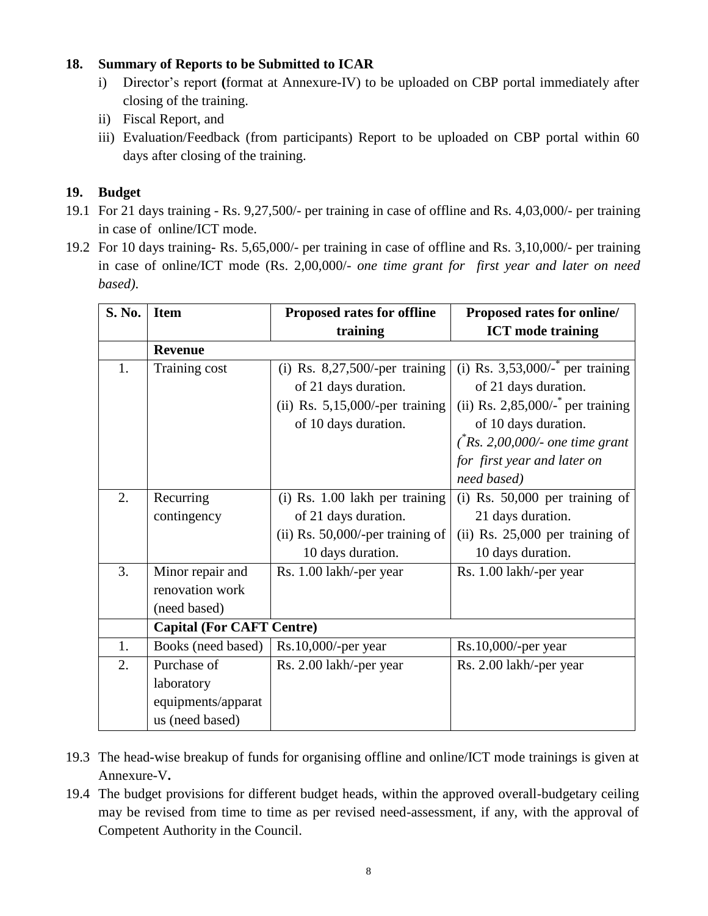## 18. Summary of Reports to be Submitted to ICAR

i) Director's report **(**format at Annexure-IV) to be uploaded on CBP portal immediately after closing of the training.

ii) Fiscal Report, and

iii) Evaluation/Feedback (from participants) Report to be uploaded on CBP portal within 60 days after closing of the training.

## 19. Budget

19.1 For 21 days training - Rs. 9,27,500/- per training in case of offline and Rs. 4,03,000/- per training in case of online/ICT mode.

19.2 For 10 days training- Rs. 5,65,000/- per training in case of offline and Rs. 3,10,000/- per training in case of online/ICT mode (Rs. 2,00,000/- *one time grant for first year and later on need based).*

| S. No. | Item | Proposed rates for offline training | Proposed rates for online/ ICT mode training |
|---|---|---|---|
| | **Revenue** | | |
| 1. | Training cost | (i) Rs. 8,27,500/-per training of 21 days duration.<br>(ii) Rs. 5,15,000/-per training of 10 days duration. | (i) Rs. 3,53,000/-* per training of 21 days duration.<br>(ii) Rs. 2,85,000/-* per training of 10 days duration.<br>*(\*Rs. 2,00,000/- one time grant for first year and later on need based)* |
| 2. | Recurring contingency | (i) Rs. 1.00 lakh per training of 21 days duration.<br>(ii) Rs. 50,000/-per training of 10 days duration. | (i) Rs. 50,000 per training of 21 days duration.<br>(ii) Rs. 25,000 per training of 10 days duration. |
| 3. | Minor repair and renovation work (need based) | Rs. 1.00 lakh/-per year | Rs. 1.00 lakh/-per year |
| | **Capital (For CAFT Centre)** | | |
| 1. | Books (need based) | Rs.10,000/-per year | Rs.10,000/-per year |
| 2. | Purchase of laboratory equipments/apparatus (need based) | Rs. 2.00 lakh/-per year | Rs. 2.00 lakh/-per year |

19.3 The head-wise breakup of funds for organising offline and online/ICT mode trainings is given at Annexure-V**.**

19.4 The budget provisions for different budget heads, within the approved overall-budgetary ceiling may be revised from time to time as per revised need-assessment, if any, with the approval of Competent Authority in the Council.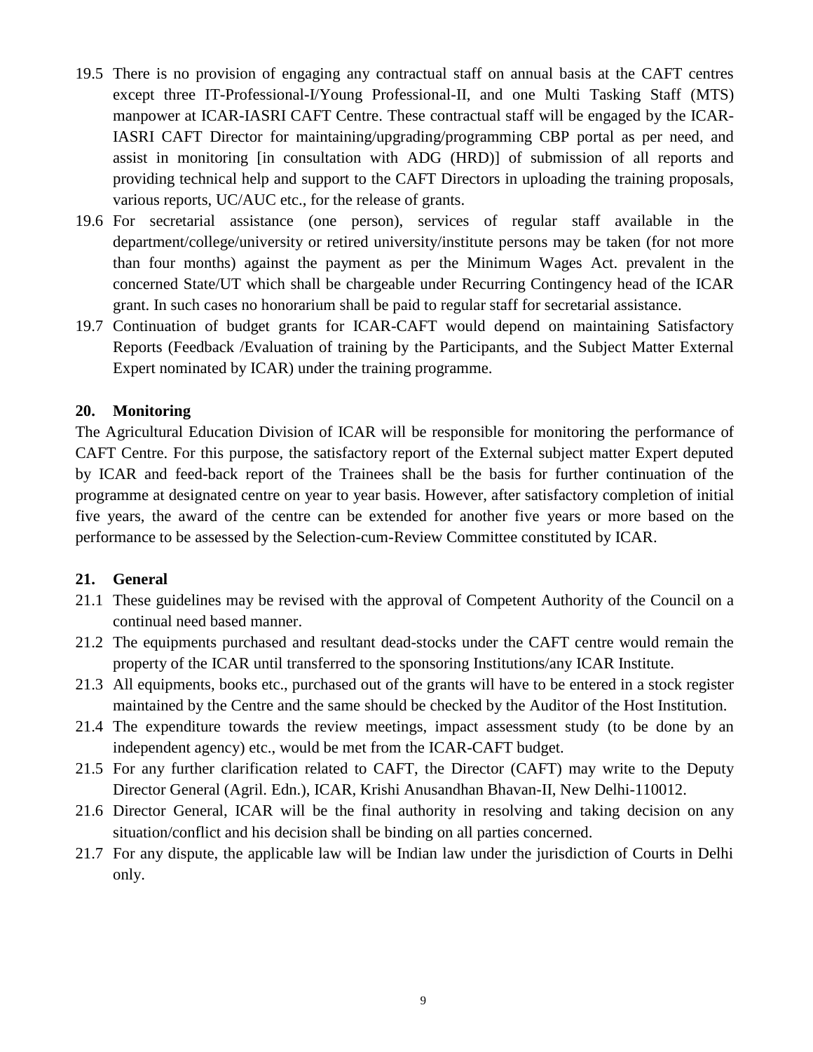19.5 There is no provision of engaging any contractual staff on annual basis at the CAFT centres except three IT-Professional-I/Young Professional-II, and one Multi Tasking Staff (MTS) manpower at ICAR-IASRI CAFT Centre. These contractual staff will be engaged by the ICAR-IASRI CAFT Director for maintaining/upgrading/programming CBP portal as per need, and assist in monitoring [in consultation with ADG (HRD)] of submission of all reports and providing technical help and support to the CAFT Directors in uploading the training proposals, various reports, UC/AUC etc., for the release of grants.

19.6 For secretarial assistance (one person), services of regular staff available in the department/college/university or retired university/institute persons may be taken (for not more than four months) against the payment as per the Minimum Wages Act. prevalent in the concerned State/UT which shall be chargeable under Recurring Contingency head of the ICAR grant. In such cases no honorarium shall be paid to regular staff for secretarial assistance.

19.7 Continuation of budget grants for ICAR-CAFT would depend on maintaining Satisfactory Reports (Feedback /Evaluation of training by the Participants, and the Subject Matter External Expert nominated by ICAR) under the training programme.

## 20. Monitoring

The Agricultural Education Division of ICAR will be responsible for monitoring the performance of CAFT Centre. For this purpose, the satisfactory report of the External subject matter Expert deputed by ICAR and feed-back report of the Trainees shall be the basis for further continuation of the programme at designated centre on year to year basis. However, after satisfactory completion of initial five years, the award of the centre can be extended for another five years or more based on the performance to be assessed by the Selection-cum-Review Committee constituted by ICAR.

## 21. General

21.1 These guidelines may be revised with the approval of Competent Authority of the Council on a continual need based manner.

21.2 The equipments purchased and resultant dead-stocks under the CAFT centre would remain the property of the ICAR until transferred to the sponsoring Institutions/any ICAR Institute.

21.3 All equipments, books etc., purchased out of the grants will have to be entered in a stock register maintained by the Centre and the same should be checked by the Auditor of the Host Institution.

21.4 The expenditure towards the review meetings, impact assessment study (to be done by an independent agency) etc., would be met from the ICAR-CAFT budget.

21.5 For any further clarification related to CAFT, the Director (CAFT) may write to the Deputy Director General (Agril. Edn.), ICAR, Krishi Anusandhan Bhavan-II, New Delhi-110012.

21.6 Director General, ICAR will be the final authority in resolving and taking decision on any situation/conflict and his decision shall be binding on all parties concerned.

21.7 For any dispute, the applicable law will be Indian law under the jurisdiction of Courts in Delhi only.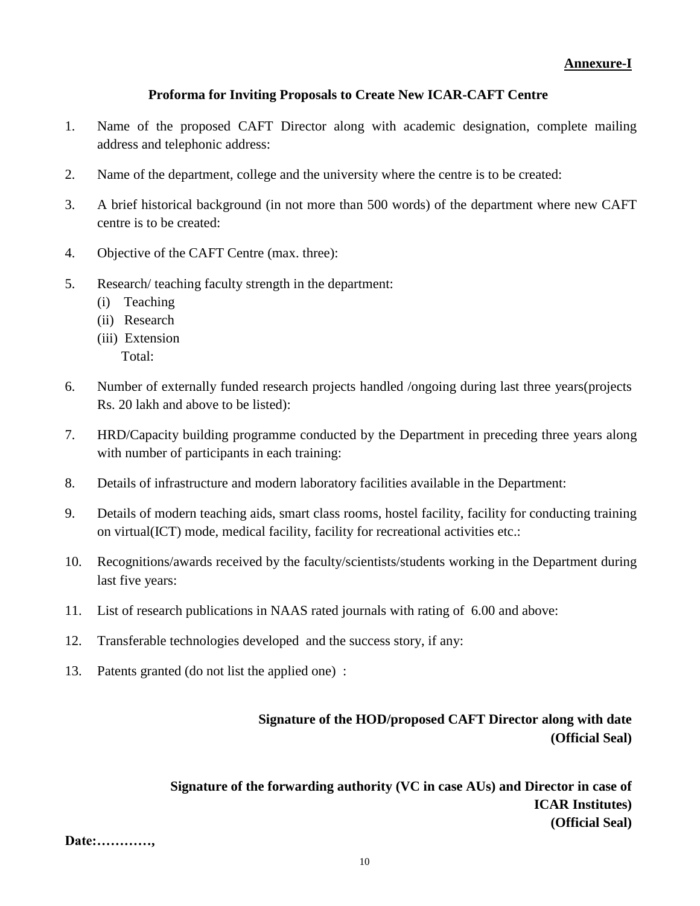**Annexure-I**

**Proforma for Inviting Proposals to Create New ICAR-CAFT Centre**

1. Name of the proposed CAFT Director along with academic designation, complete mailing address and telephonic address:

2. Name of the department, college and the university where the centre is to be created:

3. A brief historical background (in not more than 500 words) of the department where new CAFT centre is to be created:

4. Objective of the CAFT Centre (max. three):

5. Research/ teaching faculty strength in the department:
   (i) Teaching
   (ii) Research
   (iii) Extension
   Total:

6. Number of externally funded research projects handled /ongoing during last three years(projects Rs. 20 lakh and above to be listed):

7. HRD/Capacity building programme conducted by the Department in preceding three years along with number of participants in each training:

8. Details of infrastructure and modern laboratory facilities available in the Department:

9. Details of modern teaching aids, smart class rooms, hostel facility, facility for conducting training on virtual(ICT) mode, medical facility, facility for recreational activities etc.:

10. Recognitions/awards received by the faculty/scientists/students working in the Department during last five years:

11. List of research publications in NAAS rated journals with rating of 6.00 and above:

12. Transferable technologies developed and the success story, if any:

13. Patents granted (do not list the applied one) :

**Signature of the HOD/proposed CAFT Director along with date**
**(Official Seal)**

**Signature of the forwarding authority (VC in case AUs) and Director in case of ICAR Institutes)**
**(Official Seal)**

**Date:…………,**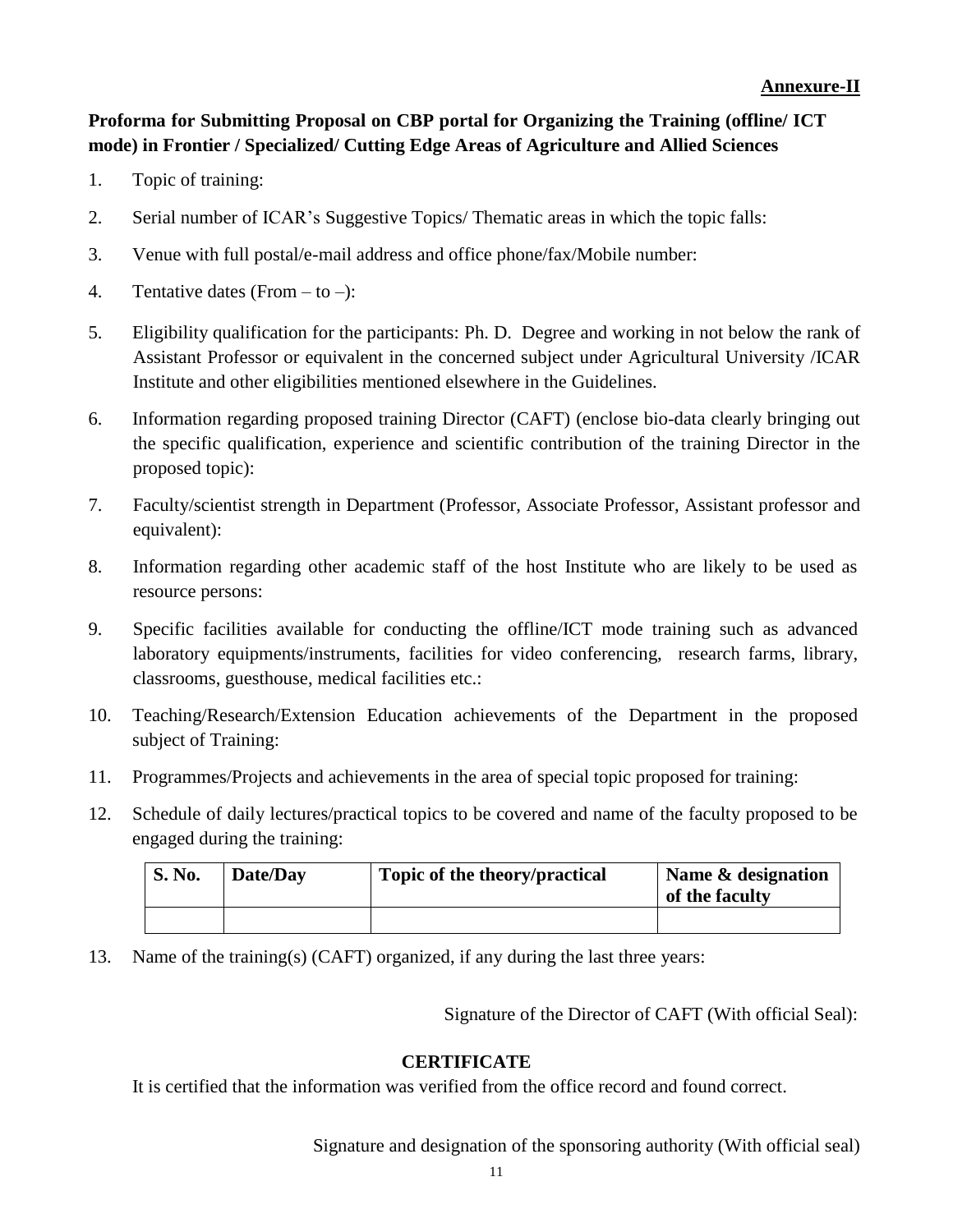**Annexure-II**

**Proforma for Submitting Proposal on CBP portal for Organizing the Training (offline/ ICT mode) in Frontier / Specialized/ Cutting Edge Areas of Agriculture and Allied Sciences**

1. Topic of training:
2. Serial number of ICAR's Suggestive Topics/ Thematic areas in which the topic falls:
3. Venue with full postal/e-mail address and office phone/fax/Mobile number:
4. Tentative dates (From – to –):
5. Eligibility qualification for the participants: Ph. D. Degree and working in not below the rank of Assistant Professor or equivalent in the concerned subject under Agricultural University /ICAR Institute and other eligibilities mentioned elsewhere in the Guidelines.
6. Information regarding proposed training Director (CAFT) (enclose bio-data clearly bringing out the specific qualification, experience and scientific contribution of the training Director in the proposed topic):
7. Faculty/scientist strength in Department (Professor, Associate Professor, Assistant professor and equivalent):
8. Information regarding other academic staff of the host Institute who are likely to be used as resource persons:
9. Specific facilities available for conducting the offline/ICT mode training such as advanced laboratory equipments/instruments, facilities for video conferencing, research farms, library, classrooms, guesthouse, medical facilities etc.:
10. Teaching/Research/Extension Education achievements of the Department in the proposed subject of Training:
11. Programmes/Projects and achievements in the area of special topic proposed for training:
12. Schedule of daily lectures/practical topics to be covered and name of the faculty proposed to be engaged during the training:

| S. No. | Date/Day | Topic of the theory/practical | Name & designation of the faculty |
|---|---|---|---|
| | | | |

13. Name of the training(s) (CAFT) organized, if any during the last three years:

Signature of the Director of CAFT (With official Seal):

**CERTIFICATE**

It is certified that the information was verified from the office record and found correct.

Signature and designation of the sponsoring authority (With official seal)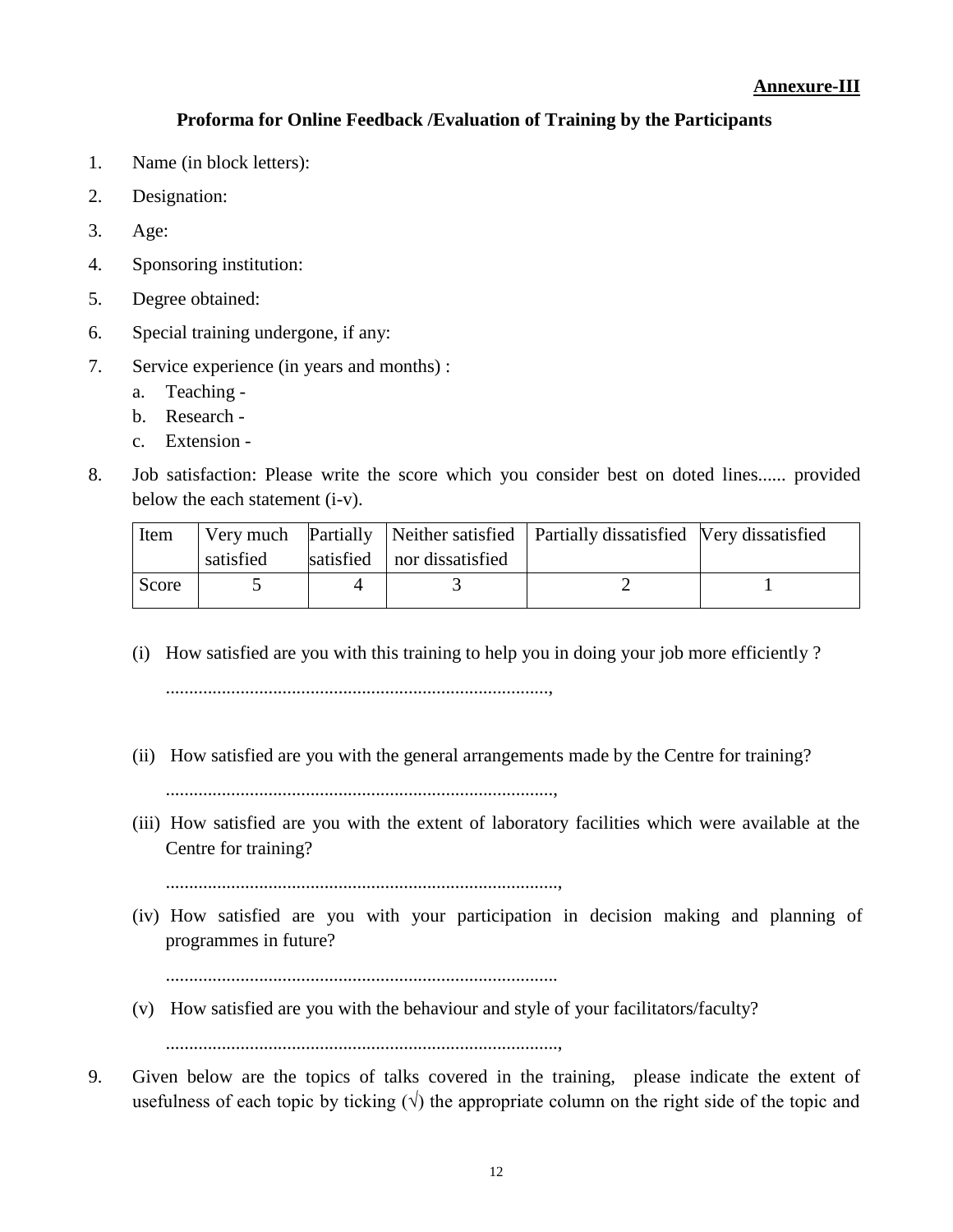**Annexure-III**

## Proforma for Online Feedback /Evaluation of Training by the Participants

1. Name (in block letters):
2. Designation:
3. Age:
4. Sponsoring institution:
5. Degree obtained:
6. Special training undergone, if any:
7. Service experience (in years and months) :
   a. Teaching -
   b. Research -
   c. Extension -
8. Job satisfaction: Please write the score which you consider best on doted lines...... provided below the each statement (i-v).

| Item | Very much satisfied | Partially satisfied | Neither satisfied nor dissatisfied | Partially dissatisfied | Very dissatisfied |
|---|---|---|---|---|---|
| Score | 5 | 4 | 3 | 2 | 1 |

(i) How satisfied are you with this training to help you in doing your job more efficiently ?

..................................................................................,

(ii) How satisfied are you with the general arrangements made by the Centre for training?

..................................................................................,

(iii) How satisfied are you with the extent of laboratory facilities which were available at the Centre for training?

..................................................................................,

(iv) How satisfied are you with your participation in decision making and planning of programmes in future?

..................................................................................

(v) How satisfied are you with the behaviour and style of your facilitators/faculty?

..................................................................................,

9. Given below are the topics of talks covered in the training, please indicate the extent of usefulness of each topic by ticking (√) the appropriate column on the right side of the topic and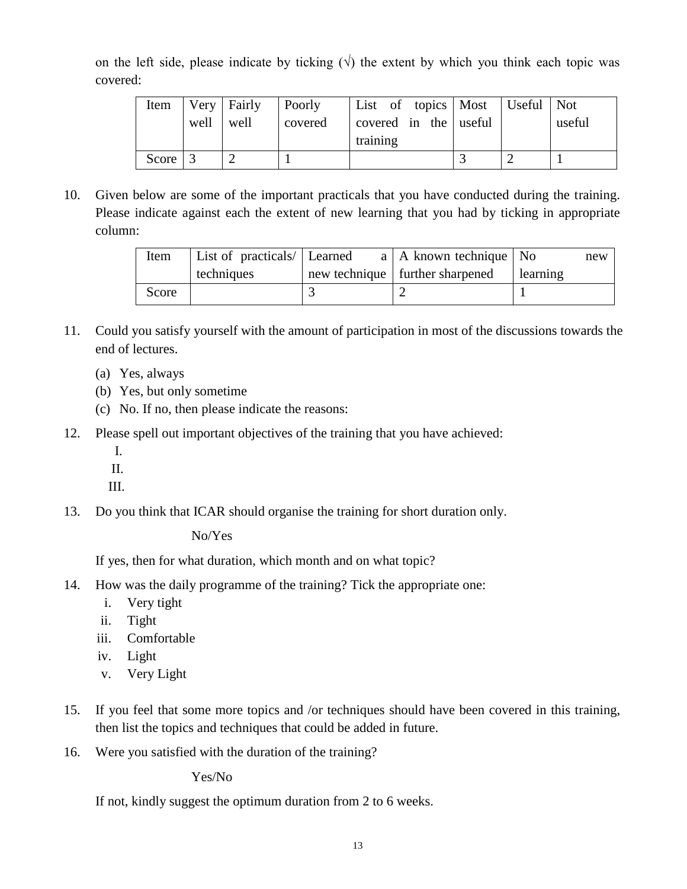on the left side, please indicate by ticking (√) the extent by which you think each topic was covered:

| Item | Very well | Fairly well | Poorly covered | List of topics covered in the training | Most useful | Useful | Not useful |
|---|---|---|---|---|---|---|---|
| Score | 3 | 2 | 1 | | 3 | 2 | 1 |

10. Given below are some of the important practicals that you have conducted during the training. Please indicate against each the extent of new learning that you had by ticking in appropriate column:

| Item | List of practicals/ techniques | Learned a new technique | A known technique further sharpened | No new learning |
|---|---|---|---|---|
| Score | | 3 | 2 | 1 |

11. Could you satisfy yourself with the amount of participation in most of the discussions towards the end of lectures.
    (a) Yes, always
    (b) Yes, but only sometime
    (c) No. If no, then please indicate the reasons:

12. Please spell out important objectives of the training that you have achieved:
    I.
    II.
    III.

13. Do you think that ICAR should organise the training for short duration only.

    No/Yes

    If yes, then for what duration, which month and on what topic?

14. How was the daily programme of the training? Tick the appropriate one:
    i. Very tight
    ii. Tight
    iii. Comfortable
    iv. Light
    v. Very Light

15. If you feel that some more topics and /or techniques should have been covered in this training, then list the topics and techniques that could be added in future.

16. Were you satisfied with the duration of the training?

    Yes/No

    If not, kindly suggest the optimum duration from 2 to 6 weeks.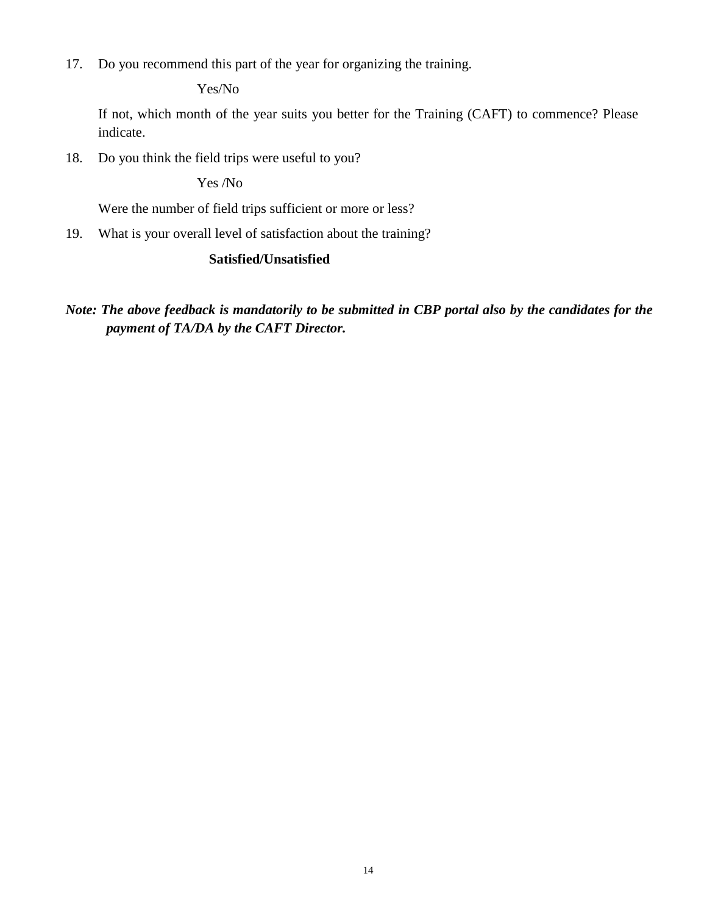17. Do you recommend this part of the year for organizing the training.

    Yes/No

    If not, which month of the year suits you better for the Training (CAFT) to commence? Please indicate.

18. Do you think the field trips were useful to you?

    Yes /No

    Were the number of field trips sufficient or more or less?

19. What is your overall level of satisfaction about the training?

    **Satisfied/Unsatisfied**

***Note: The above feedback is mandatorily to be submitted in CBP portal also by the candidates for the payment of TA/DA by the CAFT Director.***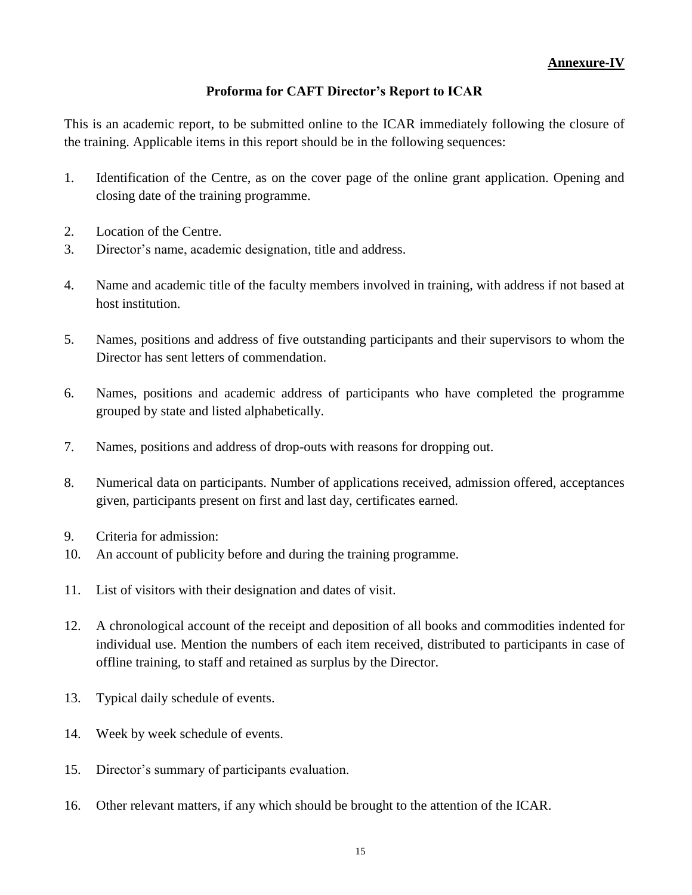**Annexure-IV**

## Proforma for CAFT Director's Report to ICAR

This is an academic report, to be submitted online to the ICAR immediately following the closure of the training. Applicable items in this report should be in the following sequences:

1. Identification of the Centre, as on the cover page of the online grant application. Opening and closing date of the training programme.
2. Location of the Centre.
3. Director's name, academic designation, title and address.
4. Name and academic title of the faculty members involved in training, with address if not based at host institution.
5. Names, positions and address of five outstanding participants and their supervisors to whom the Director has sent letters of commendation.
6. Names, positions and academic address of participants who have completed the programme grouped by state and listed alphabetically.
7. Names, positions and address of drop-outs with reasons for dropping out.
8. Numerical data on participants. Number of applications received, admission offered, acceptances given, participants present on first and last day, certificates earned.
9. Criteria for admission:
10. An account of publicity before and during the training programme.
11. List of visitors with their designation and dates of visit.
12. A chronological account of the receipt and deposition of all books and commodities indented for individual use. Mention the numbers of each item received, distributed to participants in case of offline training, to staff and retained as surplus by the Director.
13. Typical daily schedule of events.
14. Week by week schedule of events.
15. Director's summary of participants evaluation.
16. Other relevant matters, if any which should be brought to the attention of the ICAR.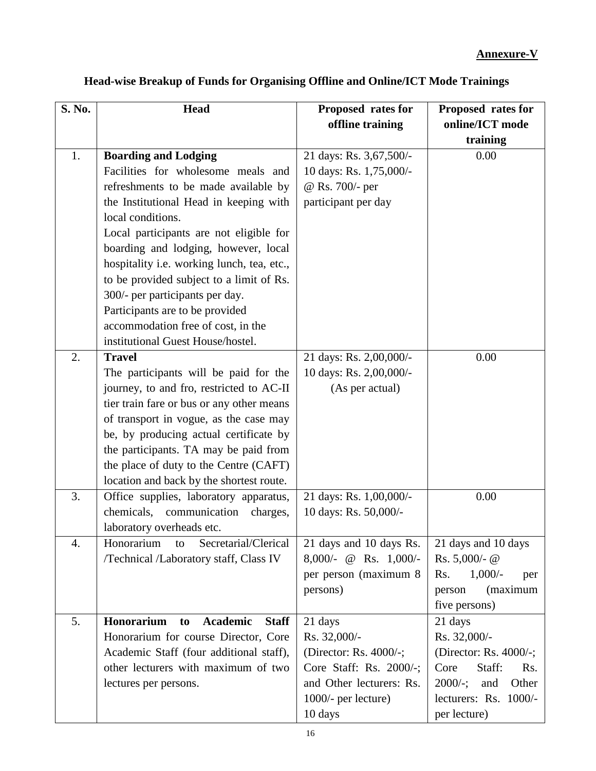**Annexure-V**

## Head-wise Breakup of Funds for Organising Offline and Online/ICT Mode Trainings

| S. No. | Head | Proposed rates for offline training | Proposed rates for online/ICT mode training |
|---|---|---|---|
| 1. | **Boarding and Lodging**<br>Facilities for wholesome meals and refreshments to be made available by the Institutional Head in keeping with local conditions.<br>Local participants are not eligible for boarding and lodging, however, local hospitality i.e. working lunch, tea, etc., to be provided subject to a limit of Rs. 300/- per participants per day.<br>Participants are to be provided accommodation free of cost, in the institutional Guest House/hostel. | 21 days: Rs. 3,67,500/-<br>10 days: Rs. 1,75,000/-<br>@ Rs. 700/- per participant per day | 0.00 |
| 2. | **Travel**<br>The participants will be paid for the journey, to and fro, restricted to AC-II tier train fare or bus or any other means of transport in vogue, as the case may be, by producing actual certificate by the participants. TA may be paid from the place of duty to the Centre (CAFT) location and back by the shortest route. | 21 days: Rs. 2,00,000/-<br>10 days: Rs. 2,00,000/-<br>(As per actual) | 0.00 |
| 3. | Office supplies, laboratory apparatus, chemicals, communication charges, laboratory overheads etc. | 21 days: Rs. 1,00,000/-<br>10 days: Rs. 50,000/- | 0.00 |
| 4. | Honorarium to Secretarial/Clerical /Technical /Laboratory staff, Class IV | 21 days and 10 days Rs. 8,000/- @ Rs. 1,000/- per person (maximum 8 persons) | 21 days and 10 days Rs. 5,000/- @ Rs. 1,000/- per person (maximum five persons) |
| 5. | **Honorarium to Academic Staff**<br>Honorarium for course Director, Core Academic Staff (four additional staff), other lecturers with maximum of two lectures per persons. | 21 days<br>Rs. 32,000/-<br>(Director: Rs. 4000/-; Core Staff: Rs. 2000/-; and Other lecturers: Rs. 1000/- per lecture)<br>10 days | 21 days<br>Rs. 32,000/-<br>(Director: Rs. 4000/-; Core Staff: Rs. 2000/-; and Other lecturers: Rs. 1000/- per lecture) |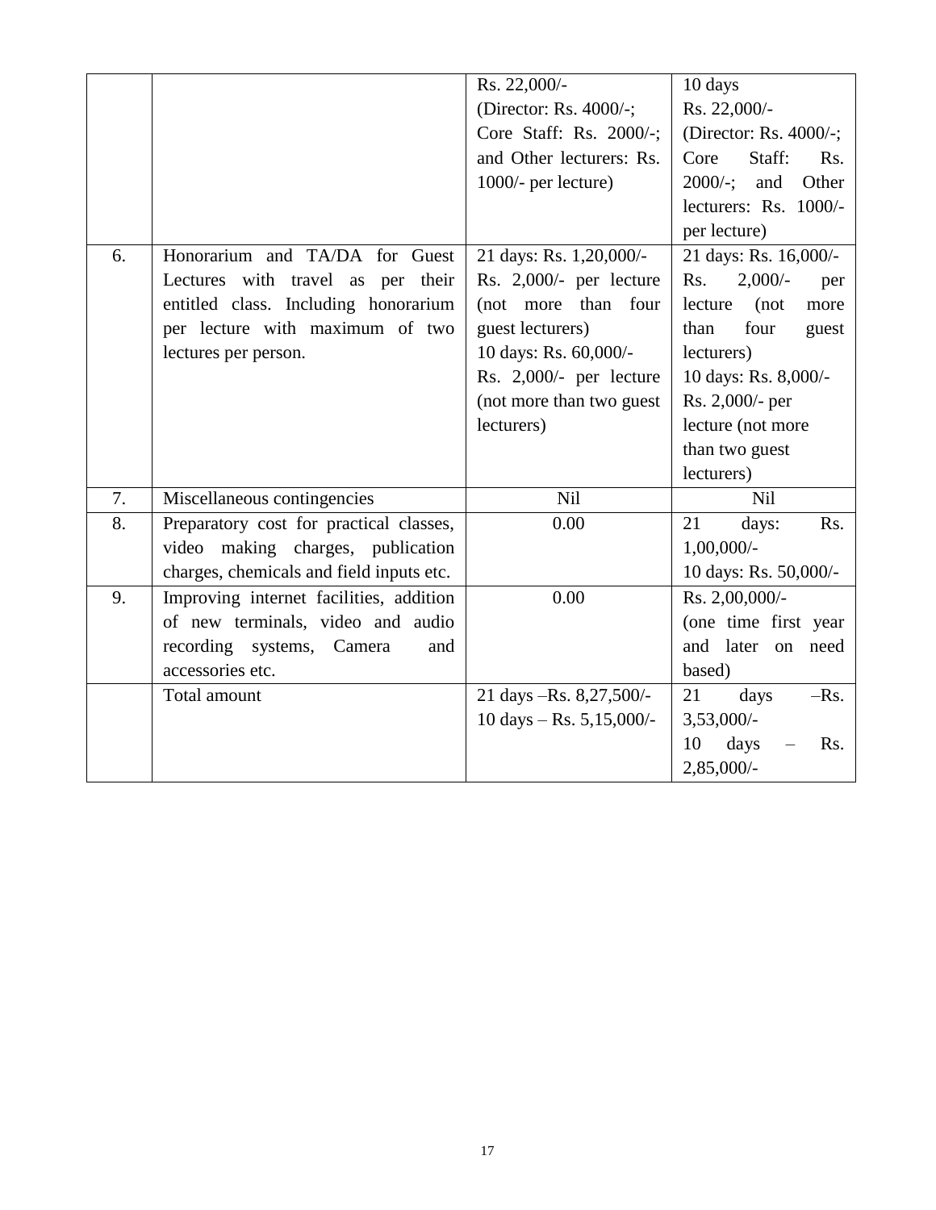| | | | |
|---|---|---|---|
| | | Rs. 22,000/- (Director: Rs. 4000/-; Core Staff: Rs. 2000/-; and Other lecturers: Rs. 1000/- per lecture) | 10 days Rs. 22,000/- (Director: Rs. 4000/-; Core Staff: Rs. 2000/-; and Other lecturers: Rs. 1000/- per lecture) |
| 6. | Honorarium and TA/DA for Guest Lectures with travel as per their entitled class. Including honorarium per lecture with maximum of two lectures per person. | 21 days: Rs. 1,20,000/- Rs. 2,000/- per lecture (not more than four guest lecturers) 10 days: Rs. 60,000/- Rs. 2,000/- per lecture (not more than two guest lecturers) | 21 days: Rs. 16,000/- Rs. 2,000/- per lecture (not more than four guest lecturers) 10 days: Rs. 8,000/- Rs. 2,000/- per lecture (not more than two guest lecturers) |
| 7. | Miscellaneous contingencies | Nil | Nil |
| 8. | Preparatory cost for practical classes, video making charges, publication charges, chemicals and field inputs etc. | 0.00 | 21 days: Rs. 1,00,000/- 10 days: Rs. 50,000/- |
| 9. | Improving internet facilities, addition of new terminals, video and audio recording systems, Camera and accessories etc. | 0.00 | Rs. 2,00,000/- (one time first year and later on need based) |
| | Total amount | 21 days –Rs. 8,27,500/- 10 days – Rs. 5,15,000/- | 21 days –Rs. 3,53,000/- 10 days – Rs. 2,85,000/- |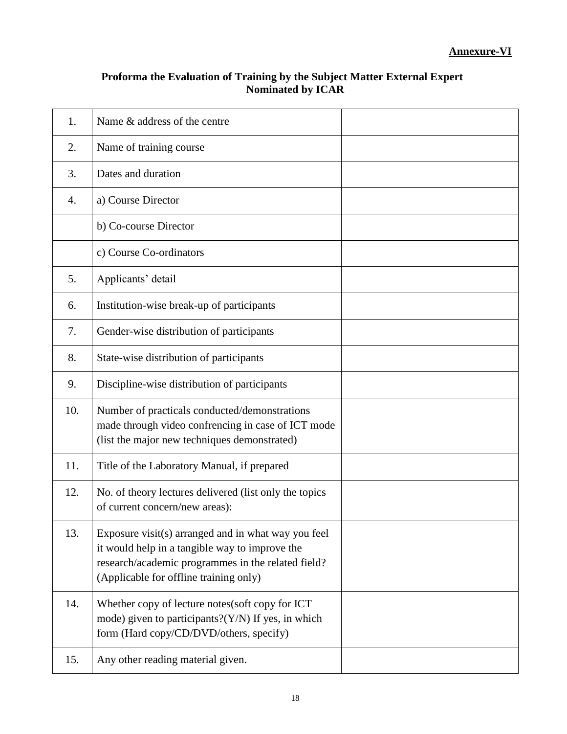**Annexure-VI**

**Proforma the Evaluation of Training by the Subject Matter External Expert Nominated by ICAR**

| | | |
|---|---|---|
| 1. | Name & address of the centre | |
| 2. | Name of training course | |
| 3. | Dates and duration | |
| 4. | a) Course Director | |
| | b) Co-course Director | |
| | c) Course Co-ordinators | |
| 5. | Applicants' detail | |
| 6. | Institution-wise break-up of participants | |
| 7. | Gender-wise distribution of participants | |
| 8. | State-wise distribution of participants | |
| 9. | Discipline-wise distribution of participants | |
| 10. | Number of practicals conducted/demonstrations made through video confrencing in case of ICT mode (list the major new techniques demonstrated) | |
| 11. | Title of the Laboratory Manual, if prepared | |
| 12. | No. of theory lectures delivered (list only the topics of current concern/new areas): | |
| 13. | Exposure visit(s) arranged and in what way you feel it would help in a tangible way to improve the research/academic programmes in the related field? (Applicable for offline training only) | |
| 14. | Whether copy of lecture notes(soft copy for ICT mode) given to participants?(Y/N) If yes, in which form (Hard copy/CD/DVD/others, specify) | |
| 15. | Any other reading material given. | |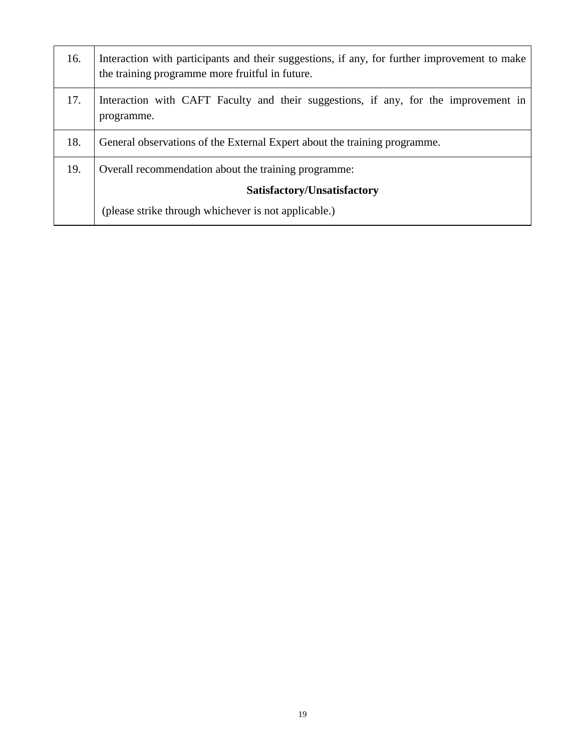| | |
|---|---|
| 16. | Interaction with participants and their suggestions, if any, for further improvement to make the training programme more fruitful in future. |
| 17. | Interaction with CAFT Faculty and their suggestions, if any, for the improvement in programme. |
| 18. | General observations of the External Expert about the training programme. |
| 19. | Overall recommendation about the training programme: **Satisfactory/Unsatisfactory** (please strike through whichever is not applicable.) |